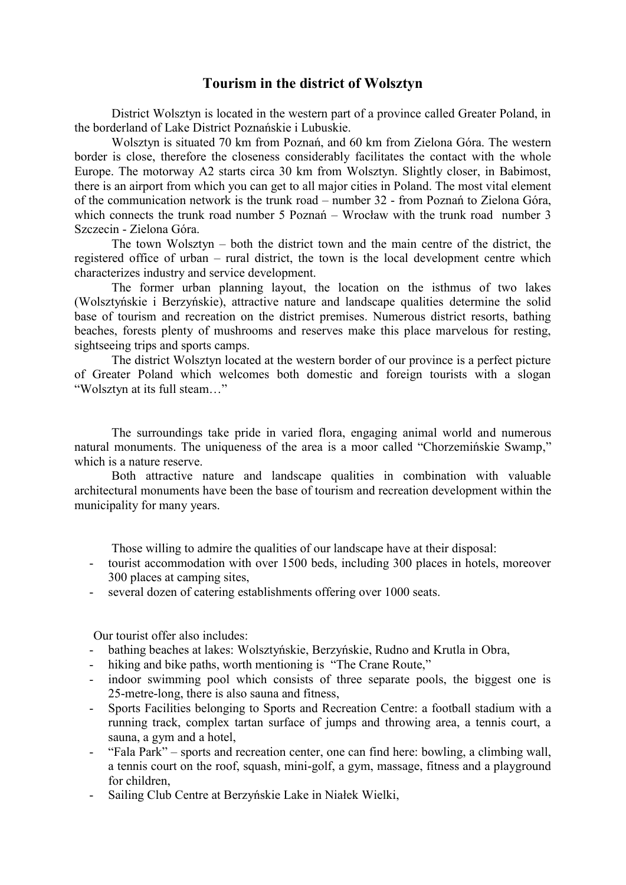# Tourism in the district of Wolsztyn

District Wolsztyn is located in the western part of a province called Greater Poland, in the borderland of Lake District Poznańskie i Lubuskie.

Wolsztyn is situated 70 km from Poznań, and 60 km from Zielona Góra. The western border is close, therefore the closeness considerably facilitates the contact with the whole Europe. The motorway A2 starts circa 30 km from Wolsztyn. Slightly closer, in Babimost, there is an airport from which you can get to all major cities in Poland. The most vital element of the communication network is the trunk road – number 32 - from Poznań to Zielona Góra, which connects the trunk road number 5 Poznań – Wrocław with the trunk road number 3 Szczecin - Zielona Góra.

The town Wolsztyn – both the district town and the main centre of the district, the registered office of urban – rural district, the town is the local development centre which characterizes industry and service development.

The former urban planning layout, the location on the isthmus of two lakes (Wolsztyńskie i Berzyńskie), attractive nature and landscape qualities determine the solid base of tourism and recreation on the district premises. Numerous district resorts, bathing beaches, forests plenty of mushrooms and reserves make this place marvelous for resting, sightseeing trips and sports camps.

The district Wolsztyn located at the western border of our province is a perfect picture of Greater Poland which welcomes both domestic and foreign tourists with a slogan "Wolsztyn at its full steam…"

The surroundings take pride in varied flora, engaging animal world and numerous natural monuments. The uniqueness of the area is a moor called "Chorzemińskie Swamp," which is a nature reserve.

Both attractive nature and landscape qualities in combination with valuable architectural monuments have been the base of tourism and recreation development within the municipality for many years.

Those willing to admire the qualities of our landscape have at their disposal:

- tourist accommodation with over 1500 beds, including 300 places in hotels, moreover 300 places at camping sites,
- several dozen of catering establishments offering over 1000 seats.

Our tourist offer also includes:

- bathing beaches at lakes: Wolsztyńskie, Berzyńskie, Rudno and Krutla in Obra,
- hiking and bike paths, worth mentioning is "The Crane Route,"
- indoor swimming pool which consists of three separate pools, the biggest one is 25-metre-long, there is also sauna and fitness,
- Sports Facilities belonging to Sports and Recreation Centre: a football stadium with a running track, complex tartan surface of jumps and throwing area, a tennis court, a sauna, a gym and a hotel,
- "Fala Park" – sports and recreation center, one can find here: bowling, a climbing wall, a tennis court on the roof, squash, mini-golf, a gym, massage, fitness and a playground for children,
- Sailing Club Centre at Berzyńskie Lake in Niałek Wielki,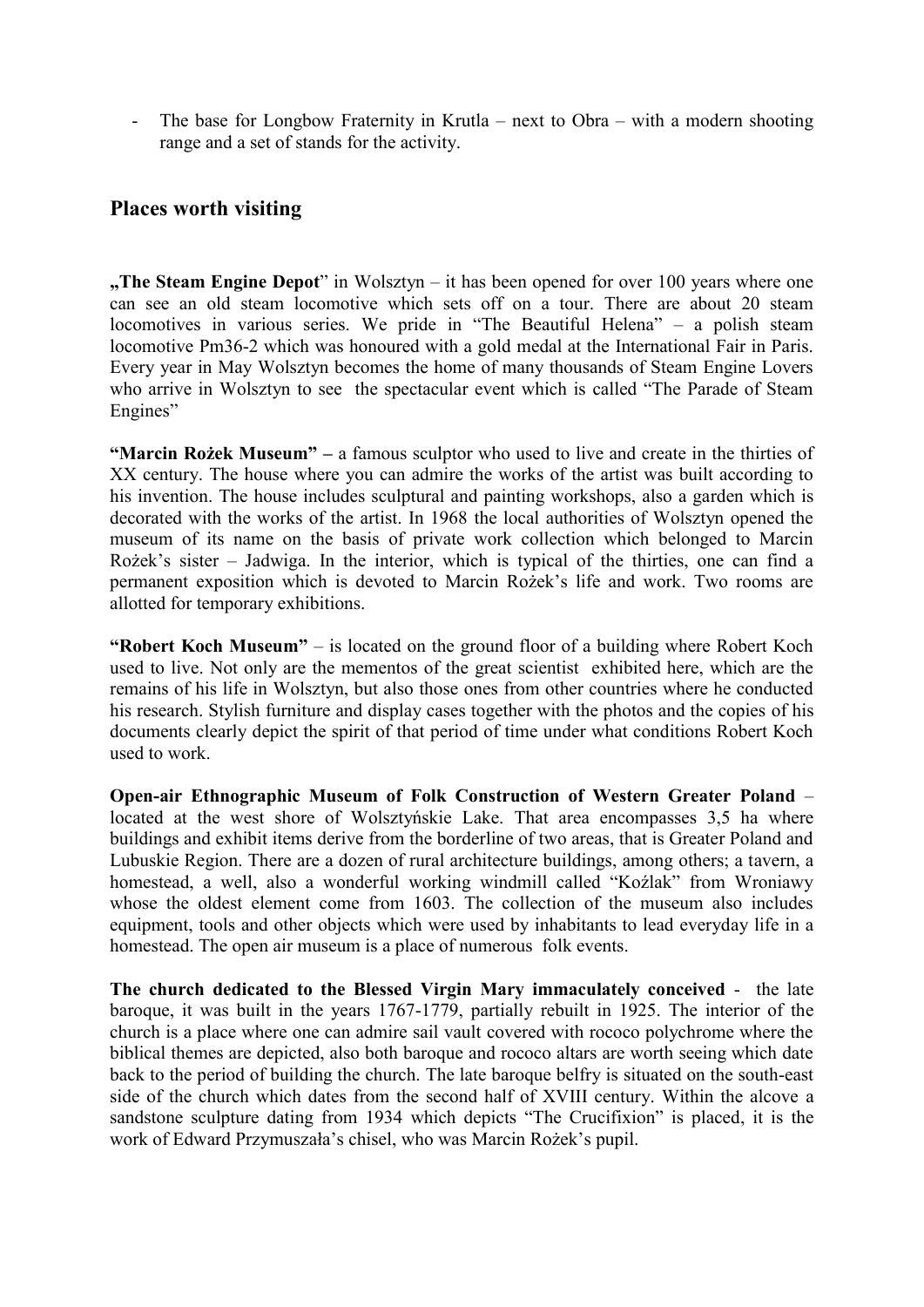- The base for Longbow Fraternity in Krutla – next to Obra – with a modern shooting range and a set of stands for the activity.

## Places worth visiting

**„The Steam Engine Depot**" in Wolsztyn – it has been opened for over 100 years where one can see an old steam locomotive which sets off on a tour. There are about 20 steam locomotives in various series. We pride in "The Beautiful Helena" – a polish steam locomotive Pm36-2 which was honoured with a gold medal at the International Fair in Paris. Every year in May Wolsztyn becomes the home of many thousands of Steam Engine Lovers who arrive in Wolsztyn to see the spectacular event which is called "The Parade of Steam Engines"

**"Marcin Rożek Museum" –** a famous sculptor who used to live and create in the thirties of XX century. The house where you can admire the works of the artist was built according to his invention. The house includes sculptural and painting workshops, also a garden which is decorated with the works of the artist. In 1968 the local authorities of Wolsztyn opened the museum of its name on the basis of private work collection which belonged to Marcin Rożek's sister – Jadwiga. In the interior, which is typical of the thirties, one can find a permanent exposition which is devoted to Marcin Rożek's life and work. Two rooms are allotted for temporary exhibitions.

**"Robert Koch Museum"** – is located on the ground floor of a building where Robert Koch used to live. Not only are the mementos of the great scientist exhibited here, which are the remains of his life in Wolsztyn, but also those ones from other countries where he conducted his research. Stylish furniture and display cases together with the photos and the copies of his documents clearly depict the spirit of that period of time under what conditions Robert Koch used to work.

**Open-air Ethnographic Museum of Folk Construction of Western Greater Poland** – located at the west shore of Wolsztyńskie Lake. That area encompasses 3,5 ha where buildings and exhibit items derive from the borderline of two areas, that is Greater Poland and Lubuskie Region. There are a dozen of rural architecture buildings, among others; a tavern, a homestead, a well, also a wonderful working windmill called "Koźlak" from Wroniawy whose the oldest element come from 1603. The collection of the museum also includes equipment, tools and other objects which were used by inhabitants to lead everyday life in a homestead. The open air museum is a place of numerous folk events.

**The church dedicated to the Blessed Virgin Mary immaculately conceived** - the late baroque, it was built in the years 1767-1779, partially rebuilt in 1925. The interior of the church is a place where one can admire sail vault covered with rococo polychrome where the biblical themes are depicted, also both baroque and rococo altars are worth seeing which date back to the period of building the church. The late baroque belfry is situated on the south-east side of the church which dates from the second half of XVIII century. Within the alcove a sandstone sculpture dating from 1934 which depicts "The Crucifixion" is placed, it is the work of Edward Przymuszała's chisel, who was Marcin Rożek's pupil.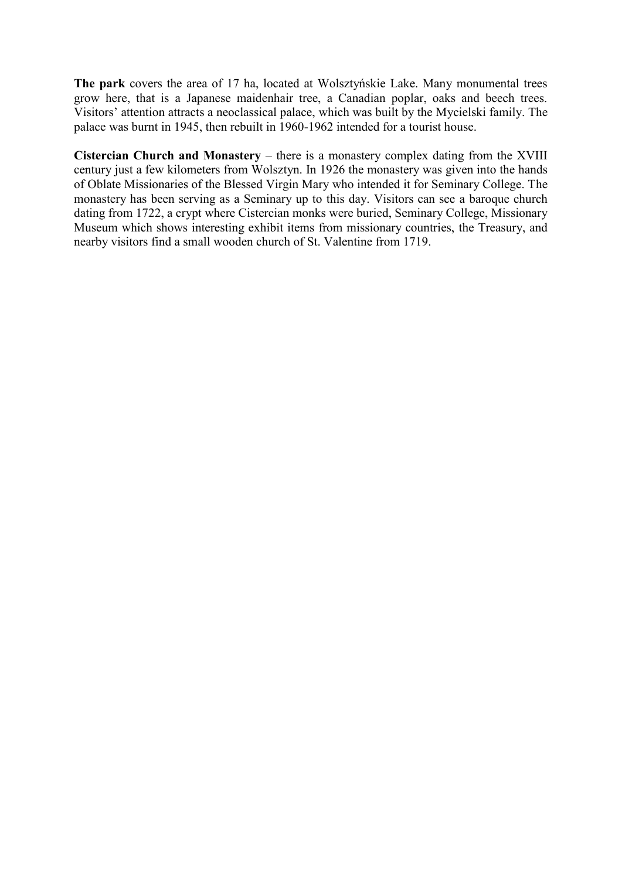**The park** covers the area of 17 ha, located at Wolsztyńskie Lake. Many monumental trees grow here, that is a Japanese maidenhair tree, a Canadian poplar, oaks and beech trees. Visitors' attention attracts a neoclassical palace, which was built by the Mycielski family. The palace was burnt in 1945, then rebuilt in 1960-1962 intended for a tourist house.

**Cistercian Church and Monastery** – there is a monastery complex dating from the XVIII century just a few kilometers from Wolsztyn. In 1926 the monastery was given into the hands of Oblate Missionaries of the Blessed Virgin Mary who intended it for Seminary College. The monastery has been serving as a Seminary up to this day. Visitors can see a baroque church dating from 1722, a crypt where Cistercian monks were buried, Seminary College, Missionary Museum which shows interesting exhibit items from missionary countries, the Treasury, and nearby visitors find a small wooden church of St. Valentine from 1719.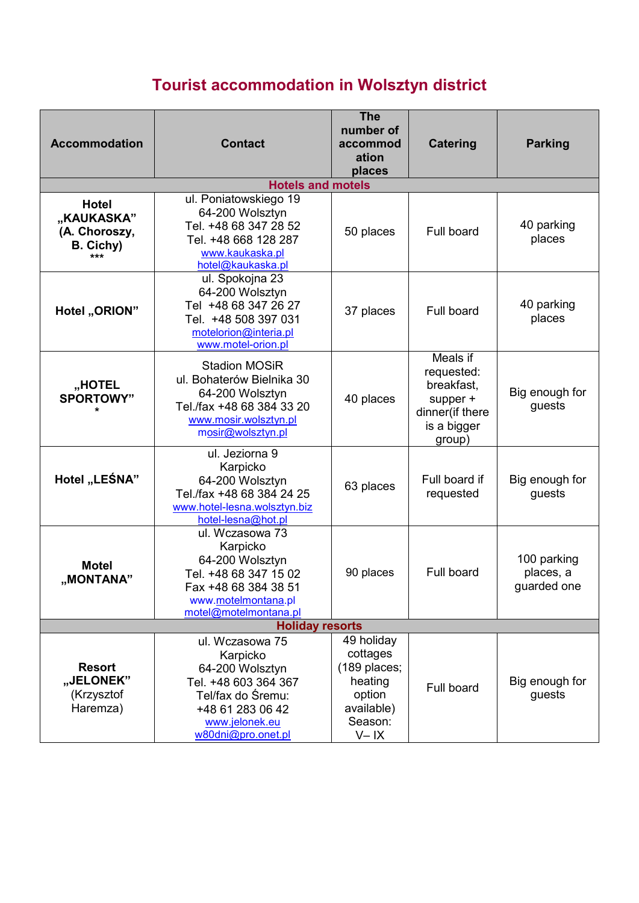# Tourist accommodation in Wolsztyn district

| Accommodation | Contact | The number of accommodation places | Catering | Parking |
|---|---|---|---|---|
| **Hotels and motels** | | | | |
| **Hotel „KAUKASKA" (A. Choroszy, B. Cichy) \*\*\*** | ul. Poniatowskiego 19<br>64-200 Wolsztyn<br>Tel. +48 68 347 28 52<br>Tel. +48 668 128 287<br>www.kaukaska.pl<br>hotel@kaukaska.pl | 50 places | Full board | 40 parking places |
| **Hotel „ORION"** | ul. Spokojna 23<br>64-200 Wolsztyn<br>Tel +48 68 347 26 27<br>Tel. +48 508 397 031<br>motelorion@interia.pl<br>www.motel-orion.pl | 37 places | Full board | 40 parking places |
| **„HOTEL SPORTOWY" \*** | Stadion MOSiR<br>ul. Bohaterów Bielnika 30<br>64-200 Wolsztyn<br>Tel./fax +48 68 384 33 20<br>www.mosir.wolsztyn.pl<br>mosir@wolsztyn.pl | 40 places | Meals if requested: breakfast, supper + dinner(if there is a bigger group) | Big enough for guests |
| **Hotel „LEŚNA"** | ul. Jeziorna 9<br>Karpicko<br>64-200 Wolsztyn<br>Tel./fax +48 68 384 24 25<br>www.hotel-lesna.wolsztyn.biz<br>hotel-lesna@hot.pl | 63 places | Full board if requested | Big enough for guests |
| **Motel „MONTANA"** | ul. Wczasowa 73<br>Karpicko<br>64-200 Wolsztyn<br>Tel. +48 68 347 15 02<br>Fax +48 68 384 38 51<br>www.motelmontana.pl<br>motel@motelmontana.pl | 90 places | Full board | 100 parking places, a guarded one |
| **Holiday resorts** | | | | |
| **Resort „JELONEK"** (Krzysztof Haremza) | ul. Wczasowa 75<br>Karpicko<br>64-200 Wolsztyn<br>Tel. +48 603 364 367<br>Tel/fax do Śremu:<br>+48 61 283 06 42<br>www.jelonek.eu<br>w80dni@pro.onet.pl | 49 holiday cottages (189 places; heating option available) Season: V– IX | Full board | Big enough for guests |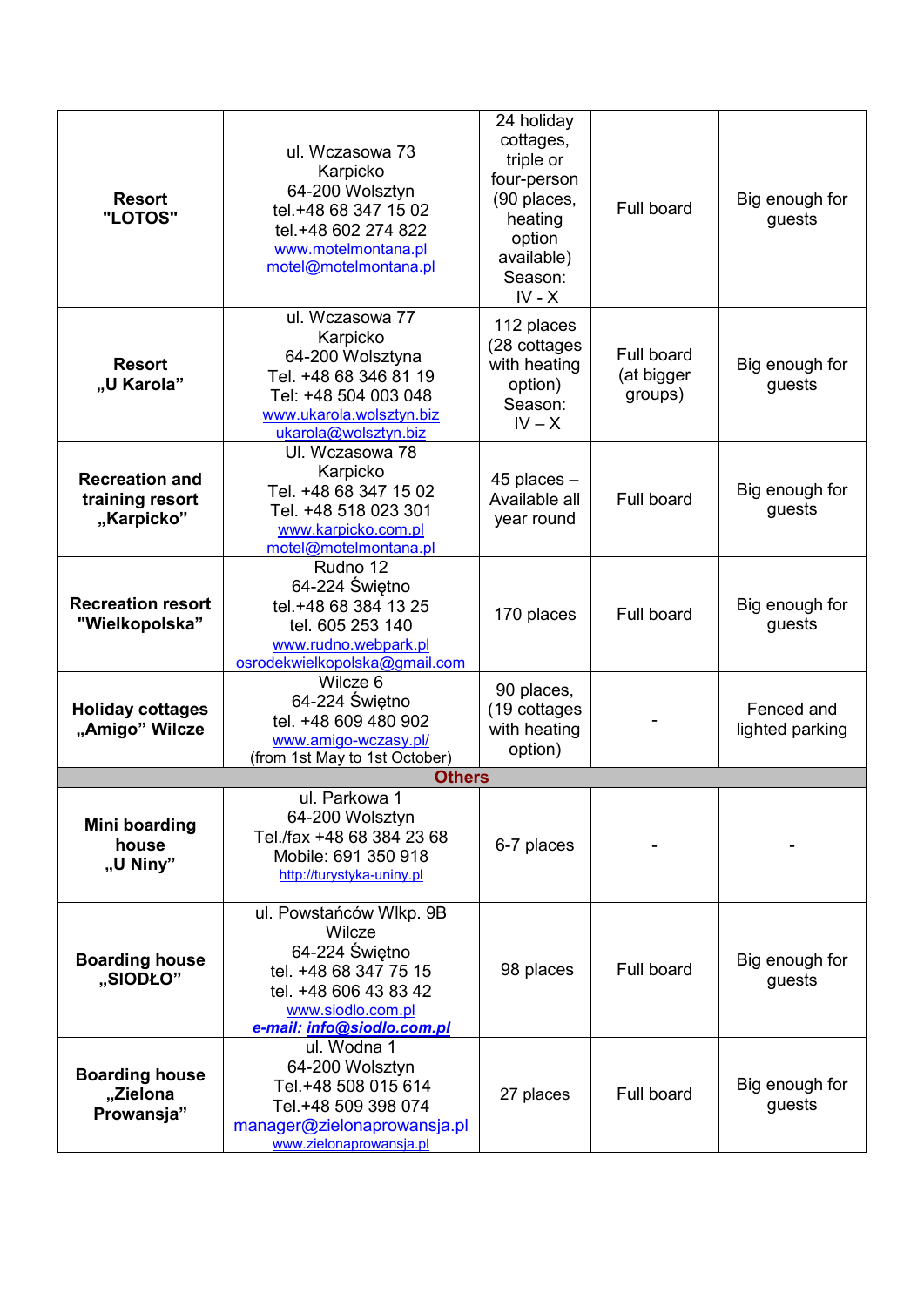| | | | | |
|---|---|---|---|---|
| **Resort "LOTOS"** | ul. Wczasowa 73 Karpicko 64-200 Wolsztyn tel.+48 68 347 15 02 tel.+48 602 274 822 www.motelmontana.pl motel@motelmontana.pl | 24 holiday cottages, triple or four-person (90 places, heating option available) Season: IV - X | Full board | Big enough for guests |
| **Resort „U Karola”** | ul. Wczasowa 77 Karpicko 64-200 Wolsztyna Tel. +48 68 346 81 19 Tel: +48 504 003 048 www.ukarola.wolsztyn.biz ukarola@wolsztyn.biz | 112 places (28 cottages with heating option) Season: IV – X | Full board (at bigger groups) | Big enough for guests |
| **Recreation and training resort „Karpicko”** | Ul. Wczasowa 78 Karpicko Tel. +48 68 347 15 02 Tel. +48 518 023 301 www.karpicko.com.pl motel@motelmontana.pl | 45 places – Available all year round | Full board | Big enough for guests |
| **Recreation resort "Wielkopolska”** | Rudno 12 64-224 Świętno tel.+48 68 384 13 25 tel. 605 253 140 www.rudno.webpark.pl osrodekwielkopolska@gmail.com | 170 places | Full board | Big enough for guests |
| **Holiday cottages „Amigo” Wilcze** | Wilcze 6 64-224 Świętno tel. +48 609 480 902 www.amigo-wczasy.pl/ (from 1st May to 1st October) | 90 places, (19 cottages with heating option) | - | Fenced and lighted parking |
| **Others** | | | | |
| **Mini boarding house „U Niny”** | ul. Parkowa 1 64-200 Wolsztyn Tel./fax +48 68 384 23 68 Mobile: 691 350 918 http://turystyka-uniny.pl | 6-7 places | - | - |
| **Boarding house „SIODŁO”** | ul. Powstańców Wlkp. 9B Wilcze 64-224 Świętno tel. +48 68 347 75 15 tel. +48 606 43 83 42 www.siodlo.com.pl ***e-mail: info@siodlo.com.pl*** | 98 places | Full board | Big enough for guests |
| **Boarding house „Zielona Prowansja”** | ul. Wodna 1 64-200 Wolsztyn Tel.+48 508 015 614 Tel.+48 509 398 074 manager@zielonaprowansja.pl www.zielonaprowansja.pl | 27 places | Full board | Big enough for guests |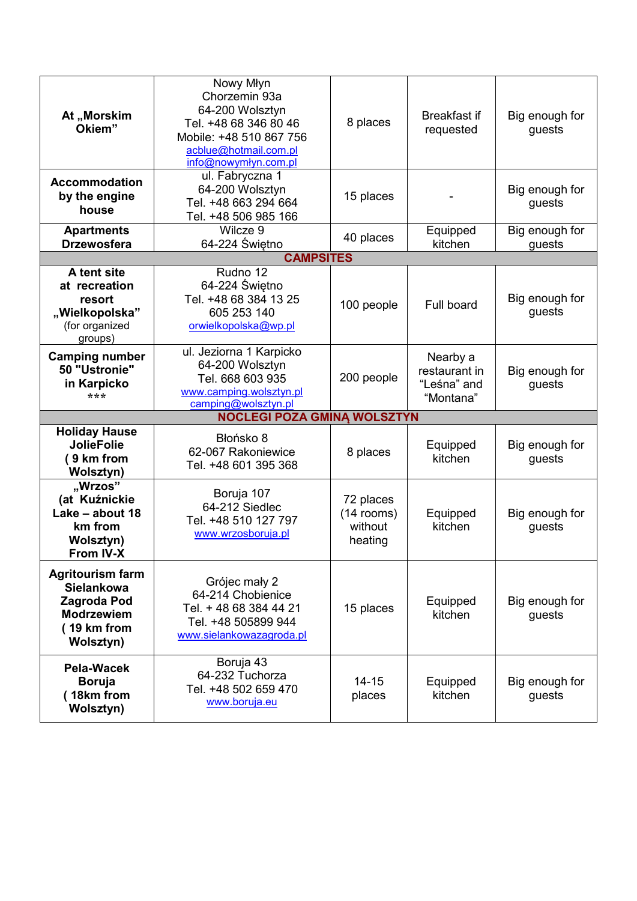| | | | | |
|---|---|---|---|---|
| **At „Morskim Okiem"** | Nowy Młyn<br>Chorzemin 93a<br>64-200 Wolsztyn<br>Tel. +48 68 346 80 46<br>Mobile: +48 510 867 756<br>acblue@hotmail.com.pl<br>info@nowymłyn.com.pl | 8 places | Breakfast if requested | Big enough for guests |
| **Accommodation by the engine house** | ul. Fabryczna 1<br>64-200 Wolsztyn<br>Tel. +48 663 294 664<br>Tel. +48 506 985 166 | 15 places | - | Big enough for guests |
| **Apartments Drzewosfera** | Wilcze 9<br>64-224 Świętno | 40 places | Equipped kitchen | Big enough for guests |
| **CAMPSITES** | | | | |
| **A tent site at recreation resort „Wielkopolska"** (for organized groups) | Rudno 12<br>64-224 Świętno<br>Tel. +48 68 384 13 25<br>605 253 140<br>orwielkopolska@wp.pl | 100 people | Full board | Big enough for guests |
| **Camping number 50 "Ustronie" in Karpicko** *** | ul. Jeziorna 1 Karpicko<br>64-200 Wolsztyn<br>Tel. 668 603 935<br>www.camping.wolsztyn.pl<br>camping@wolsztyn.pl | 200 people | Nearby a restaurant in "Leśna" and "Montana" | Big enough for guests |
| **NOCLEGI POZA GMINĄ WOLSZTYN** | | | | |
| **Holiday Hause JolieFolie ( 9 km from Wolsztyn)** | Błońsko 8<br>62-067 Rakoniewice<br>Tel. +48 601 395 368 | 8 places | Equipped kitchen | Big enough for guests |
| **„Wrzos" (at Kuźnickie Lake – about 18 km from Wolsztyn) From IV-X** | Boruja 107<br>64-212 Siedlec<br>Tel. +48 510 127 797<br>www.wrzosboruja.pl | 72 places (14 rooms) without heating | Equipped kitchen | Big enough for guests |
| **Agritourism farm Sielankowa Zagroda Pod Modrzewiem ( 19 km from Wolsztyn)** | Grójec mały 2<br>64-214 Chobienice<br>Tel. + 48 68 384 44 21<br>Tel. +48 505899 944<br>www.sielankowazagroda.pl | 15 places | Equipped kitchen | Big enough for guests |
| **Pela-Wacek Boruja ( 18km from Wolsztyn)** | Boruja 43<br>64-232 Tuchorza<br>Tel. +48 502 659 470<br>www.boruja.eu | 14-15 places | Equipped kitchen | Big enough for guests |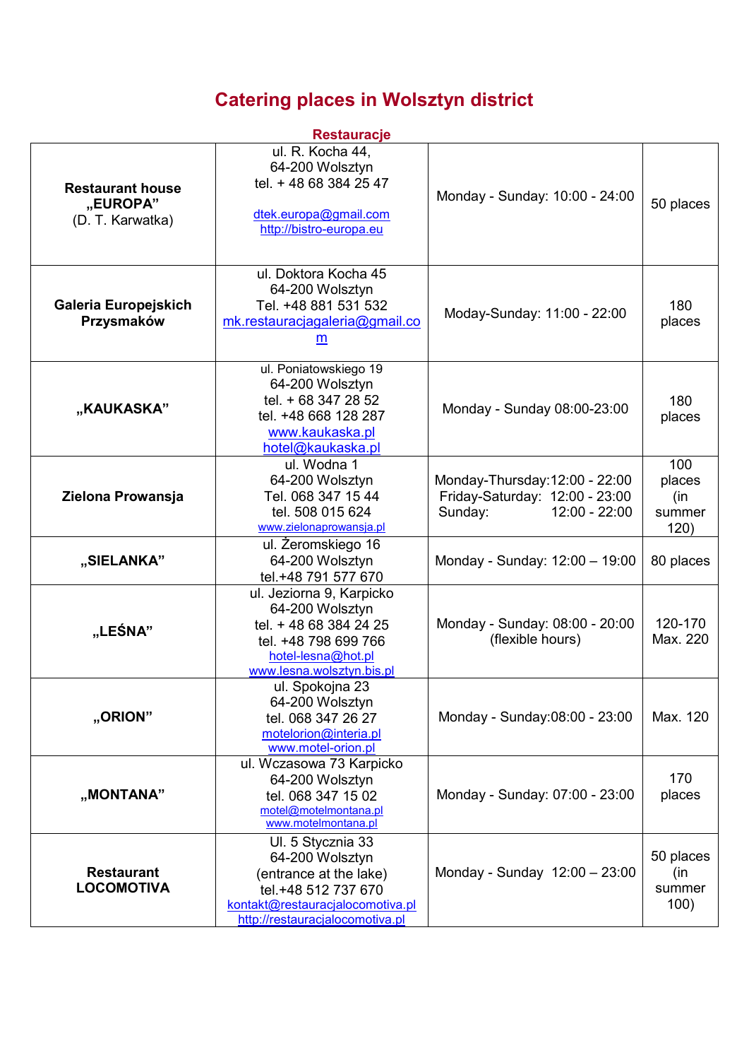# Catering places in Wolsztyn district

## Restauracje

| | | | |
|---|---|---|---|
| **Restaurant house „EUROPA”** (D. T. Karwatka) | ul. R. Kocha 44, 64-200 Wolsztyn tel. + 48 68 384 25 47 dtek.europa@gmail.com http://bistro-europa.eu | Monday - Sunday: 10:00 - 24:00 | 50 places |
| **Galeria Europejskich Przysmaków** | ul. Doktora Kocha 45 64-200 Wolsztyn Tel. +48 881 531 532 mk.restauracjagaleria@gmail.com | Moday-Sunday: 11:00 - 22:00 | 180 places |
| **„KAUKASKA”** | ul. Poniatowskiego 19 64-200 Wolsztyn tel. + 68 347 28 52 tel. +48 668 128 287 www.kaukaska.pl hotel@kaukaska.pl | Monday - Sunday 08:00-23:00 | 180 places |
| **Zielona Prowansja** | ul. Wodna 1 64-200 Wolsztyn Tel. 068 347 15 44 tel. 508 015 624 www.zielonaprowansja.pl | Monday-Thursday:12:00 - 22:00 Friday-Saturday: 12:00 - 23:00 Sunday: 12:00 - 22:00 | 100 places (in summer 120) |
| **„SIELANKA”** | ul. Żeromskiego 16 64-200 Wolsztyn tel.+48 791 577 670 | Monday - Sunday: 12:00 – 19:00 | 80 places |
| **„LEŚNA”** | ul. Jeziorna 9, Karpicko 64-200 Wolsztyn tel. + 48 68 384 24 25 tel. +48 798 699 766 hotel-lesna@hot.pl www.lesna.wolsztyn.bis.pl | Monday - Sunday: 08:00 - 20:00 (flexible hours) | 120-170 Max. 220 |
| **„ORION”** | ul. Spokojna 23 64-200 Wolsztyn tel. 068 347 26 27 motelorion@interia.pl www.motel-orion.pl | Monday - Sunday:08:00 - 23:00 | Max. 120 |
| **„MONTANA”** | ul. Wczasowa 73 Karpicko 64-200 Wolsztyn tel. 068 347 15 02 motel@motelmontana.pl www.motelmontana.pl | Monday - Sunday: 07:00 - 23:00 | 170 places |
| **Restaurant LOCOMOTIVA** | Ul. 5 Stycznia 33 64-200 Wolsztyn (entrance at the lake) tel.+48 512 737 670 kontakt@restauracjalocomotiva.pl http://restauracjalocomotiva.pl | Monday - Sunday 12:00 – 23:00 | 50 places (in summer 100) |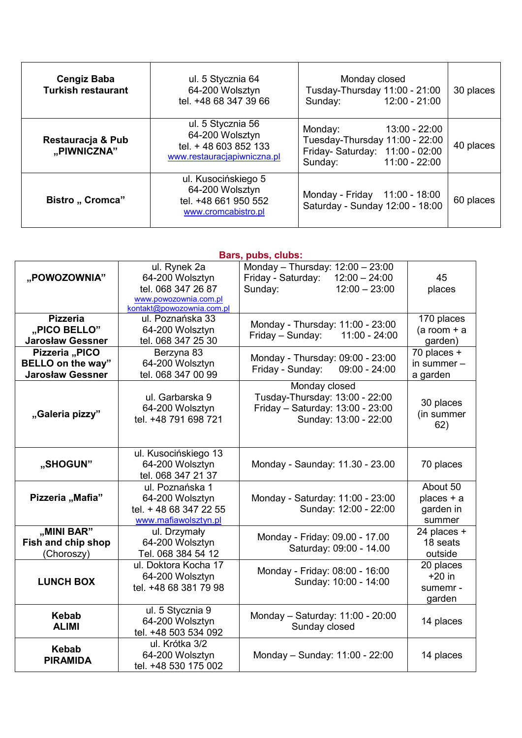| **Cengiz Baba Turkish restaurant** | ul. 5 Stycznia 64 64-200 Wolsztyn tel. +48 68 347 39 66 | Monday closed Tusday-Thursday 11:00 - 21:00 Sunday: 12:00 - 21:00 | 30 places |
|---|---|---|---|
| **Restauracja & Pub „PIWNICZNA”** | ul. 5 Stycznia 56 64-200 Wolsztyn tel. + 48 603 852 133 www.restauracjapiwniczna.pl | Monday: 13:00 - 22:00 Tuesday-Thursday 11:00 - 22:00 Friday- Saturday: 11:00 - 02:00 Sunday: 11:00 - 22:00 | 40 places |
| **Bistro „ Cromca”** | ul. Kusocińskiego 5 64-200 Wolsztyn tel. +48 661 950 552 www.cromcabistro.pl | Monday - Friday 11:00 - 18:00 Saturday - Sunday 12:00 - 18:00 | 60 places |

**Bars, pubs, clubs:**

| **„POWOZOWNIA”** | ul. Rynek 2a 64-200 Wolsztyn tel. 068 347 26 87 www.powozownia.com.pl kontakt@powozownia.com.pl | Monday – Thursday: 12:00 – 23:00 Friday - Saturday: 12:00 – 24:00 Sunday: 12:00 – 23:00 | 45 places |
|---|---|---|---|
| **Pizzeria „PICO BELLO” Jarosław Gessner** | ul. Poznańska 33 64-200 Wolsztyn tel. 068 347 25 30 | Monday - Thursday: 11:00 - 23:00 Friday – Sunday: 11:00 - 24:00 | 170 places (a room + a garden) |
| **Pizzeria „PICO BELLO on the way” Jarosław Gessner** | Berzyna 83 64-200 Wolsztyn tel. 068 347 00 99 | Monday - Thursday: 09:00 - 23:00 Friday - Sunday: 09:00 - 24:00 | 70 places + in summer – a garden |
| **„Galeria pizzy”** | ul. Garbarska 9 64-200 Wolsztyn tel. +48 791 698 721 | Monday closed Tusday-Thursday: 13:00 - 22:00 Friday – Saturday: 13:00 - 23:00 Sunday: 13:00 - 22:00 | 30 places (in summer 62) |
| **„SHOGUN”** | ul. Kusocińskiego 13 64-200 Wolsztyn tel. 068 347 21 37 | Monday - Saunday: 11.30 - 23.00 | 70 places |
| **Pizzeria „Mafia”** | ul. Poznańska 1 64-200 Wolsztyn tel. + 48 68 347 22 55 www.mafiawolsztyn.pl | Monday - Saturday: 11:00 - 23:00 Sunday: 12:00 - 22:00 | About 50 places + a garden in summer |
| **„MINI BAR” Fish and chip shop** (Choroszy) | ul. Drzymały 64-200 Wolsztyn Tel. 068 384 54 12 | Monday - Friday: 09.00 - 17.00 Saturday: 09:00 - 14.00 | 24 places + 18 seats outside |
| **LUNCH BOX** | ul. Doktora Kocha 17 64-200 Wolsztyn tel. +48 68 381 79 98 | Monday - Friday: 08:00 - 16:00 Sunday: 10:00 - 14:00 | 20 places +20 in sumemr - garden |
| **Kebab ALIMI** | ul. 5 Stycznia 9 64-200 Wolsztyn tel. +48 503 534 092 | Monday – Saturday: 11:00 - 20:00 Sunday closed | 14 places |
| **Kebab PIRAMIDA** | ul. Krótka 3/2 64-200 Wolsztyn tel. +48 530 175 002 | Monday – Sunday: 11:00 - 22:00 | 14 places |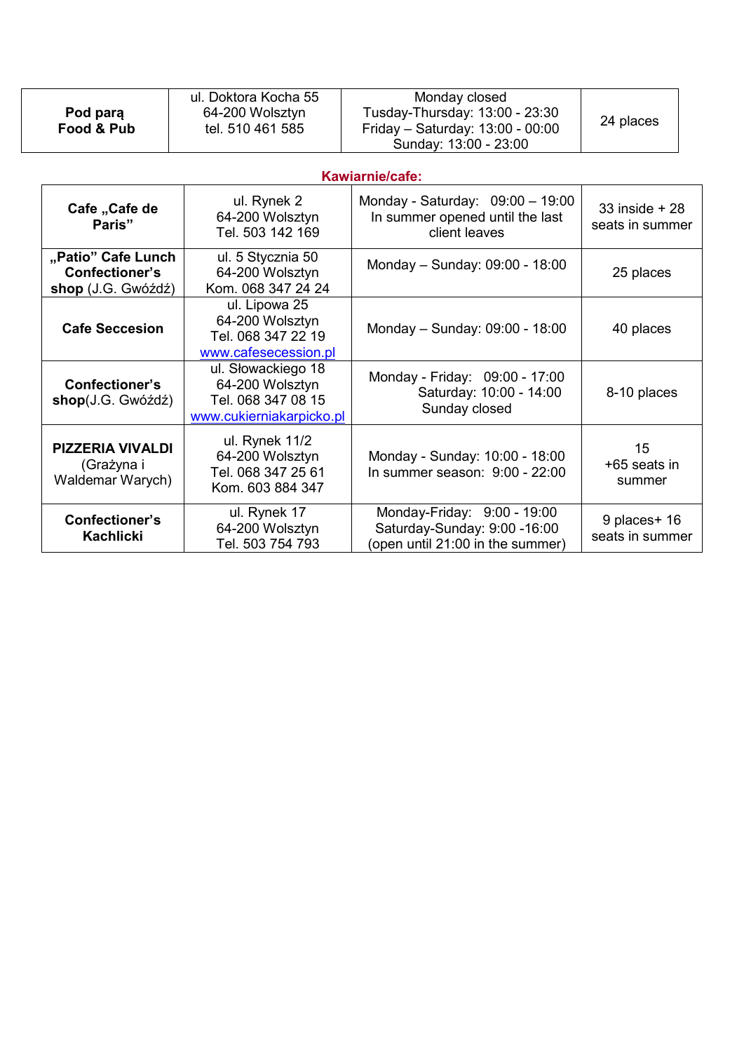| | | | |
|---|---|---|---|
| **Pod parą Food & Pub** | ul. Doktora Kocha 55 64-200 Wolsztyn tel. 510 461 585 | Monday closed Tusday-Thursday: 13:00 - 23:30 Friday – Saturday: 13:00 - 00:00 Sunday: 13:00 - 23:00 | 24 places |

## Kawiarnie/cafe:

| | | | |
|---|---|---|---|
| **Cafe „Cafe de Paris"** | ul. Rynek 2 64-200 Wolsztyn Tel. 503 142 169 | Monday - Saturday: 09:00 – 19:00 In summer opened until the last client leaves | 33 inside + 28 seats in summer |
| **„Patio" Cafe Lunch Confectioner's shop** (J.G. Gwóźdź) | ul. 5 Stycznia 50 64-200 Wolsztyn Kom. 068 347 24 24 | Monday – Sunday: 09:00 - 18:00 | 25 places |
| **Cafe Seccesion** | ul. Lipowa 25 64-200 Wolsztyn Tel. 068 347 22 19 www.cafesecession.pl | Monday – Sunday: 09:00 - 18:00 | 40 places |
| **Confectioner's shop**(J.G. Gwóźdź) | ul. Słowackiego 18 64-200 Wolsztyn Tel. 068 347 08 15 www.cukierniakarpicko.pl | Monday - Friday: 09:00 - 17:00 Saturday: 10:00 - 14:00 Sunday closed | 8-10 places |
| **PIZZERIA VIVALDI** (Grażyna i Waldemar Warych) | ul. Rynek 11/2 64-200 Wolsztyn Tel. 068 347 25 61 Kom. 603 884 347 | Monday - Sunday: 10:00 - 18:00 In summer season: 9:00 - 22:00 | 15 +65 seats in summer |
| **Confectioner's Kachlicki** | ul. Rynek 17 64-200 Wolsztyn Tel. 503 754 793 | Monday-Friday: 9:00 - 19:00 Saturday-Sunday: 9:00 -16:00 (open until 21:00 in the summer) | 9 places+ 16 seats in summer |